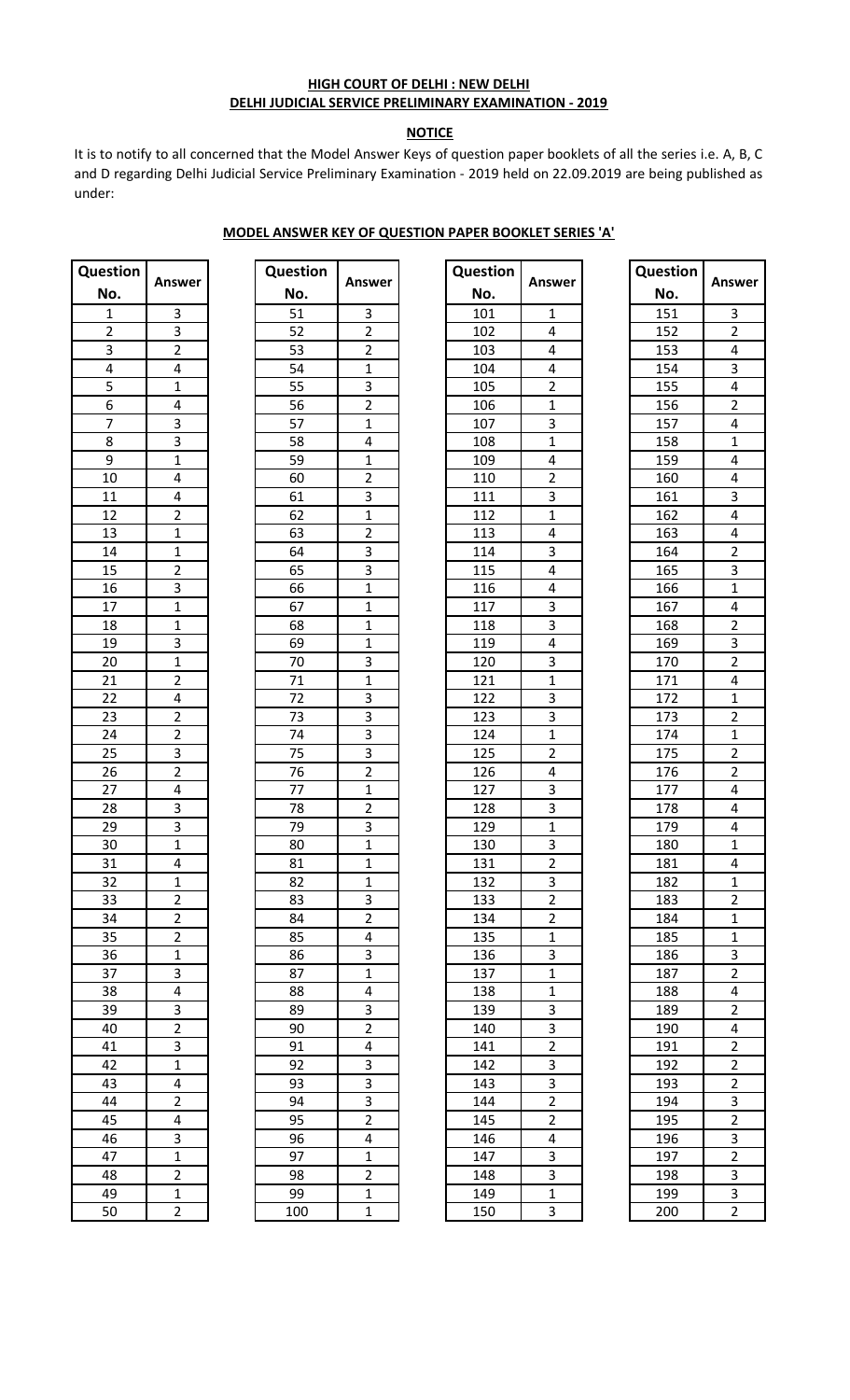**HIGH COURT OF DELHI : NEW DELHI**
**DELHI JUDICIAL SERVICE PRELIMINARY EXAMINATION - 2019**

**NOTICE**

It is to notify to all concerned that the Model Answer Keys of question paper booklets of all the series i.e. A, B, C and D regarding Delhi Judicial Service Preliminary Examination - 2019 held on 22.09.2019 are being published as under:

**MODEL ANSWER KEY OF QUESTION PAPER BOOKLET SERIES 'A'**

| Question No. | Answer |
|---|---|
| 1 | 3 |
| 2 | 3 |
| 3 | 2 |
| 4 | 4 |
| 5 | 1 |
| 6 | 4 |
| 7 | 3 |
| 8 | 3 |
| 9 | 1 |
| 10 | 4 |
| 11 | 4 |
| 12 | 2 |
| 13 | 1 |
| 14 | 1 |
| 15 | 2 |
| 16 | 3 |
| 17 | 1 |
| 18 | 1 |
| 19 | 3 |
| 20 | 1 |
| 21 | 2 |
| 22 | 4 |
| 23 | 2 |
| 24 | 2 |
| 25 | 3 |
| 26 | 2 |
| 27 | 4 |
| 28 | 3 |
| 29 | 3 |
| 30 | 1 |
| 31 | 4 |
| 32 | 1 |
| 33 | 2 |
| 34 | 2 |
| 35 | 2 |
| 36 | 1 |
| 37 | 3 |
| 38 | 4 |
| 39 | 3 |
| 40 | 2 |
| 41 | 3 |
| 42 | 1 |
| 43 | 4 |
| 44 | 2 |
| 45 | 4 |
| 46 | 3 |
| 47 | 1 |
| 48 | 2 |
| 49 | 1 |
| 50 | 2 |

| Question No. | Answer |
|---|---|
| 51 | 3 |
| 52 | 2 |
| 53 | 2 |
| 54 | 1 |
| 55 | 3 |
| 56 | 2 |
| 57 | 1 |
| 58 | 4 |
| 59 | 1 |
| 60 | 2 |
| 61 | 3 |
| 62 | 1 |
| 63 | 2 |
| 64 | 3 |
| 65 | 3 |
| 66 | 1 |
| 67 | 1 |
| 68 | 1 |
| 69 | 1 |
| 70 | 3 |
| 71 | 1 |
| 72 | 3 |
| 73 | 3 |
| 74 | 3 |
| 75 | 3 |
| 76 | 2 |
| 77 | 1 |
| 78 | 2 |
| 79 | 3 |
| 80 | 1 |
| 81 | 1 |
| 82 | 1 |
| 83 | 3 |
| 84 | 2 |
| 85 | 4 |
| 86 | 3 |
| 87 | 1 |
| 88 | 4 |
| 89 | 3 |
| 90 | 2 |
| 91 | 4 |
| 92 | 3 |
| 93 | 3 |
| 94 | 3 |
| 95 | 2 |
| 96 | 4 |
| 97 | 1 |
| 98 | 2 |
| 99 | 1 |
| 100 | 1 |

| Question No. | Answer |
|---|---|
| 101 | 1 |
| 102 | 4 |
| 103 | 4 |
| 104 | 4 |
| 105 | 2 |
| 106 | 1 |
| 107 | 3 |
| 108 | 1 |
| 109 | 4 |
| 110 | 2 |
| 111 | 3 |
| 112 | 1 |
| 113 | 4 |
| 114 | 3 |
| 115 | 4 |
| 116 | 4 |
| 117 | 3 |
| 118 | 3 |
| 119 | 4 |
| 120 | 3 |
| 121 | 1 |
| 122 | 3 |
| 123 | 3 |
| 124 | 1 |
| 125 | 2 |
| 126 | 4 |
| 127 | 3 |
| 128 | 3 |
| 129 | 1 |
| 130 | 3 |
| 131 | 2 |
| 132 | 3 |
| 133 | 2 |
| 134 | 2 |
| 135 | 1 |
| 136 | 3 |
| 137 | 1 |
| 138 | 1 |
| 139 | 3 |
| 140 | 3 |
| 141 | 2 |
| 142 | 3 |
| 143 | 3 |
| 144 | 2 |
| 145 | 2 |
| 146 | 4 |
| 147 | 3 |
| 148 | 3 |
| 149 | 1 |
| 150 | 3 |

| Question No. | Answer |
|---|---|
| 151 | 3 |
| 152 | 2 |
| 153 | 4 |
| 154 | 3 |
| 155 | 4 |
| 156 | 2 |
| 157 | 4 |
| 158 | 1 |
| 159 | 4 |
| 160 | 4 |
| 161 | 3 |
| 162 | 4 |
| 163 | 4 |
| 164 | 2 |
| 165 | 3 |
| 166 | 1 |
| 167 | 4 |
| 168 | 2 |
| 169 | 3 |
| 170 | 2 |
| 171 | 4 |
| 172 | 1 |
| 173 | 2 |
| 174 | 1 |
| 175 | 2 |
| 176 | 2 |
| 177 | 4 |
| 178 | 4 |
| 179 | 4 |
| 180 | 1 |
| 181 | 4 |
| 182 | 1 |
| 183 | 2 |
| 184 | 1 |
| 185 | 1 |
| 186 | 3 |
| 187 | 2 |
| 188 | 4 |
| 189 | 2 |
| 190 | 4 |
| 191 | 2 |
| 192 | 2 |
| 193 | 2 |
| 194 | 3 |
| 195 | 2 |
| 196 | 3 |
| 197 | 2 |
| 198 | 3 |
| 199 | 3 |
| 200 | 2 |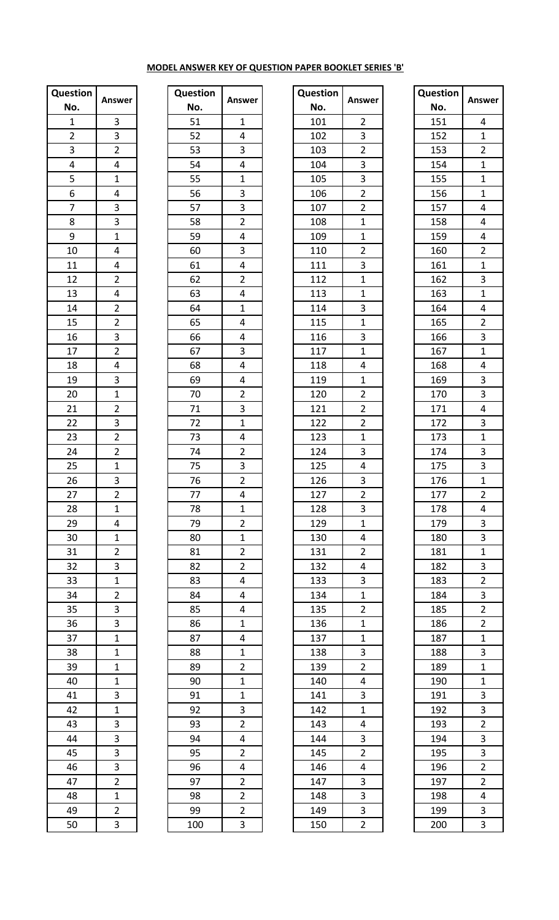**MODEL ANSWER KEY OF QUESTION PAPER BOOKLET SERIES 'B'**

| Question No. | Answer |
|---|---|
| 1 | 3 |
| 2 | 3 |
| 3 | 2 |
| 4 | 4 |
| 5 | 1 |
| 6 | 4 |
| 7 | 3 |
| 8 | 3 |
| 9 | 1 |
| 10 | 4 |
| 11 | 4 |
| 12 | 2 |
| 13 | 4 |
| 14 | 2 |
| 15 | 2 |
| 16 | 3 |
| 17 | 2 |
| 18 | 4 |
| 19 | 3 |
| 20 | 1 |
| 21 | 2 |
| 22 | 3 |
| 23 | 2 |
| 24 | 2 |
| 25 | 1 |
| 26 | 3 |
| 27 | 2 |
| 28 | 1 |
| 29 | 4 |
| 30 | 1 |
| 31 | 2 |
| 32 | 3 |
| 33 | 1 |
| 34 | 2 |
| 35 | 3 |
| 36 | 3 |
| 37 | 1 |
| 38 | 1 |
| 39 | 1 |
| 40 | 1 |
| 41 | 3 |
| 42 | 1 |
| 43 | 3 |
| 44 | 3 |
| 45 | 3 |
| 46 | 3 |
| 47 | 2 |
| 48 | 1 |
| 49 | 2 |
| 50 | 3 |

| Question No. | Answer |
|---|---|
| 51 | 1 |
| 52 | 4 |
| 53 | 3 |
| 54 | 4 |
| 55 | 1 |
| 56 | 3 |
| 57 | 3 |
| 58 | 2 |
| 59 | 4 |
| 60 | 3 |
| 61 | 4 |
| 62 | 2 |
| 63 | 4 |
| 64 | 1 |
| 65 | 4 |
| 66 | 4 |
| 67 | 3 |
| 68 | 4 |
| 69 | 4 |
| 70 | 2 |
| 71 | 3 |
| 72 | 1 |
| 73 | 4 |
| 74 | 2 |
| 75 | 3 |
| 76 | 2 |
| 77 | 4 |
| 78 | 1 |
| 79 | 2 |
| 80 | 1 |
| 81 | 2 |
| 82 | 2 |
| 83 | 4 |
| 84 | 4 |
| 85 | 4 |
| 86 | 1 |
| 87 | 4 |
| 88 | 1 |
| 89 | 2 |
| 90 | 1 |
| 91 | 1 |
| 92 | 3 |
| 93 | 2 |
| 94 | 4 |
| 95 | 2 |
| 96 | 4 |
| 97 | 2 |
| 98 | 2 |
| 99 | 2 |
| 100 | 3 |

| Question No. | Answer |
|---|---|
| 101 | 2 |
| 102 | 3 |
| 103 | 2 |
| 104 | 3 |
| 105 | 3 |
| 106 | 2 |
| 107 | 2 |
| 108 | 1 |
| 109 | 1 |
| 110 | 2 |
| 111 | 3 |
| 112 | 1 |
| 113 | 1 |
| 114 | 3 |
| 115 | 1 |
| 116 | 3 |
| 117 | 1 |
| 118 | 4 |
| 119 | 1 |
| 120 | 2 |
| 121 | 2 |
| 122 | 2 |
| 123 | 1 |
| 124 | 3 |
| 125 | 4 |
| 126 | 3 |
| 127 | 2 |
| 128 | 3 |
| 129 | 1 |
| 130 | 4 |
| 131 | 2 |
| 132 | 4 |
| 133 | 3 |
| 134 | 1 |
| 135 | 2 |
| 136 | 1 |
| 137 | 1 |
| 138 | 3 |
| 139 | 2 |
| 140 | 4 |
| 141 | 3 |
| 142 | 1 |
| 143 | 4 |
| 144 | 3 |
| 145 | 2 |
| 146 | 4 |
| 147 | 3 |
| 148 | 3 |
| 149 | 3 |
| 150 | 2 |

| Question No. | Answer |
|---|---|
| 151 | 4 |
| 152 | 1 |
| 153 | 2 |
| 154 | 1 |
| 155 | 1 |
| 156 | 1 |
| 157 | 4 |
| 158 | 4 |
| 159 | 4 |
| 160 | 2 |
| 161 | 1 |
| 162 | 3 |
| 163 | 1 |
| 164 | 4 |
| 165 | 2 |
| 166 | 3 |
| 167 | 1 |
| 168 | 4 |
| 169 | 3 |
| 170 | 3 |
| 171 | 4 |
| 172 | 3 |
| 173 | 1 |
| 174 | 3 |
| 175 | 3 |
| 176 | 1 |
| 177 | 2 |
| 178 | 4 |
| 179 | 3 |
| 180 | 3 |
| 181 | 1 |
| 182 | 3 |
| 183 | 2 |
| 184 | 3 |
| 185 | 2 |
| 186 | 2 |
| 187 | 1 |
| 188 | 3 |
| 189 | 1 |
| 190 | 1 |
| 191 | 3 |
| 192 | 3 |
| 193 | 2 |
| 194 | 3 |
| 195 | 3 |
| 196 | 2 |
| 197 | 2 |
| 198 | 4 |
| 199 | 3 |
| 200 | 3 |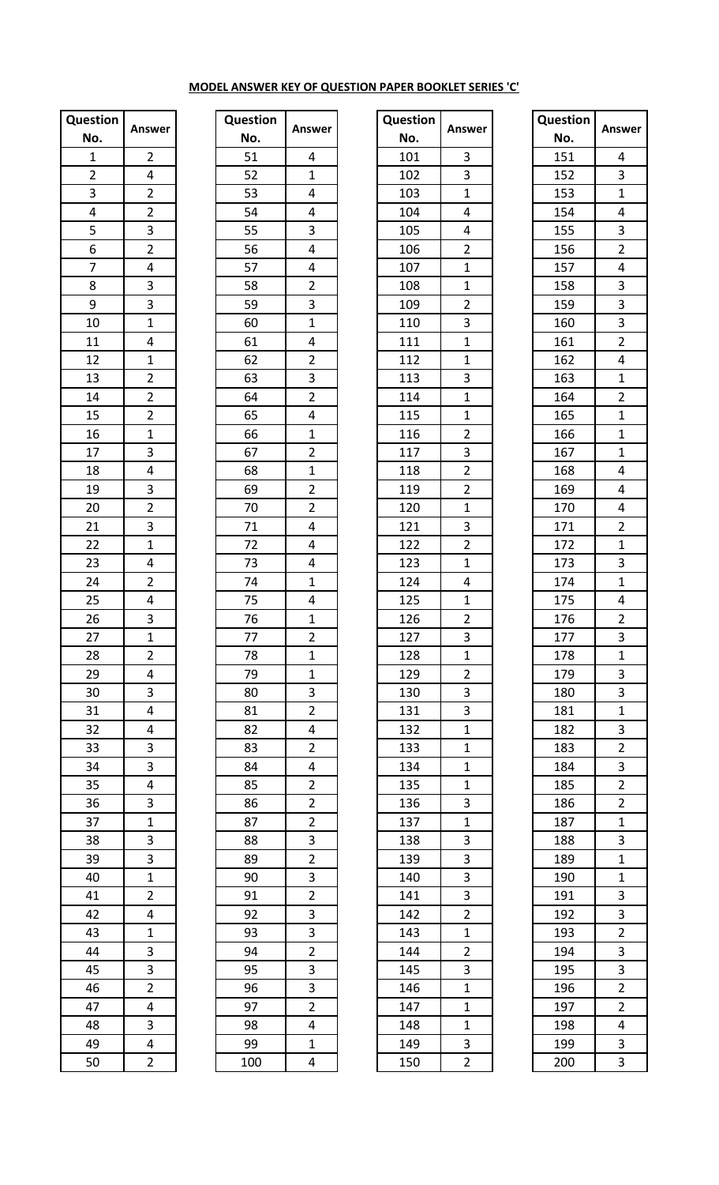**MODEL ANSWER KEY OF QUESTION PAPER BOOKLET SERIES 'C'**

| Question No. | Answer | Question No. | Answer | Question No. | Answer | Question No. | Answer |
|---|---|---|---|---|---|---|---|
| 1 | 2 | 51 | 4 | 101 | 3 | 151 | 4 |
| 2 | 4 | 52 | 1 | 102 | 3 | 152 | 3 |
| 3 | 2 | 53 | 4 | 103 | 1 | 153 | 1 |
| 4 | 2 | 54 | 4 | 104 | 4 | 154 | 4 |
| 5 | 3 | 55 | 3 | 105 | 4 | 155 | 3 |
| 6 | 2 | 56 | 4 | 106 | 2 | 156 | 2 |
| 7 | 4 | 57 | 4 | 107 | 1 | 157 | 4 |
| 8 | 3 | 58 | 2 | 108 | 1 | 158 | 3 |
| 9 | 3 | 59 | 3 | 109 | 2 | 159 | 3 |
| 10 | 1 | 60 | 1 | 110 | 3 | 160 | 3 |
| 11 | 4 | 61 | 4 | 111 | 1 | 161 | 2 |
| 12 | 1 | 62 | 2 | 112 | 1 | 162 | 4 |
| 13 | 2 | 63 | 3 | 113 | 3 | 163 | 1 |
| 14 | 2 | 64 | 2 | 114 | 1 | 164 | 2 |
| 15 | 2 | 65 | 4 | 115 | 1 | 165 | 1 |
| 16 | 1 | 66 | 1 | 116 | 2 | 166 | 1 |
| 17 | 3 | 67 | 2 | 117 | 3 | 167 | 1 |
| 18 | 4 | 68 | 1 | 118 | 2 | 168 | 4 |
| 19 | 3 | 69 | 2 | 119 | 2 | 169 | 4 |
| 20 | 2 | 70 | 2 | 120 | 1 | 170 | 4 |
| 21 | 3 | 71 | 4 | 121 | 3 | 171 | 2 |
| 22 | 1 | 72 | 4 | 122 | 2 | 172 | 1 |
| 23 | 4 | 73 | 4 | 123 | 1 | 173 | 3 |
| 24 | 2 | 74 | 1 | 124 | 4 | 174 | 1 |
| 25 | 4 | 75 | 4 | 125 | 1 | 175 | 4 |
| 26 | 3 | 76 | 1 | 126 | 2 | 176 | 2 |
| 27 | 1 | 77 | 2 | 127 | 3 | 177 | 3 |
| 28 | 2 | 78 | 1 | 128 | 1 | 178 | 1 |
| 29 | 4 | 79 | 1 | 129 | 2 | 179 | 3 |
| 30 | 3 | 80 | 3 | 130 | 3 | 180 | 3 |
| 31 | 4 | 81 | 2 | 131 | 3 | 181 | 1 |
| 32 | 4 | 82 | 4 | 132 | 1 | 182 | 3 |
| 33 | 3 | 83 | 2 | 133 | 1 | 183 | 2 |
| 34 | 3 | 84 | 4 | 134 | 1 | 184 | 3 |
| 35 | 4 | 85 | 2 | 135 | 1 | 185 | 2 |
| 36 | 3 | 86 | 2 | 136 | 3 | 186 | 2 |
| 37 | 1 | 87 | 2 | 137 | 1 | 187 | 1 |
| 38 | 3 | 88 | 3 | 138 | 3 | 188 | 3 |
| 39 | 3 | 89 | 2 | 139 | 3 | 189 | 1 |
| 40 | 1 | 90 | 3 | 140 | 3 | 190 | 1 |
| 41 | 2 | 91 | 2 | 141 | 3 | 191 | 3 |
| 42 | 4 | 92 | 3 | 142 | 2 | 192 | 3 |
| 43 | 1 | 93 | 3 | 143 | 1 | 193 | 2 |
| 44 | 3 | 94 | 2 | 144 | 2 | 194 | 3 |
| 45 | 3 | 95 | 3 | 145 | 3 | 195 | 3 |
| 46 | 2 | 96 | 3 | 146 | 1 | 196 | 2 |
| 47 | 4 | 97 | 2 | 147 | 1 | 197 | 2 |
| 48 | 3 | 98 | 4 | 148 | 1 | 198 | 4 |
| 49 | 4 | 99 | 1 | 149 | 3 | 199 | 3 |
| 50 | 2 | 100 | 4 | 150 | 2 | 200 | 3 |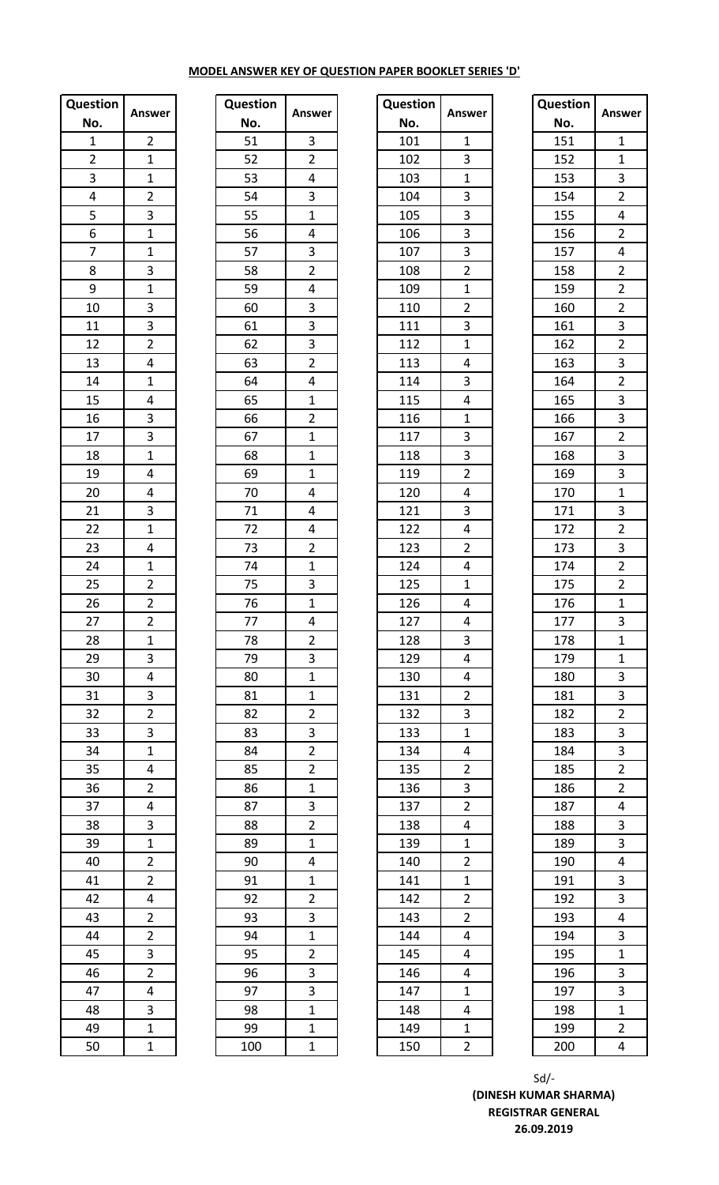**MODEL ANSWER KEY OF QUESTION PAPER BOOKLET SERIES 'D'**

| Question No. | Answer | Question No. | Answer | Question No. | Answer | Question No. | Answer |
|---|---|---|---|---|---|---|---|
| 1 | 2 | 51 | 3 | 101 | 1 | 151 | 1 |
| 2 | 1 | 52 | 2 | 102 | 3 | 152 | 1 |
| 3 | 1 | 53 | 4 | 103 | 1 | 153 | 3 |
| 4 | 2 | 54 | 3 | 104 | 3 | 154 | 2 |
| 5 | 3 | 55 | 1 | 105 | 3 | 155 | 4 |
| 6 | 1 | 56 | 4 | 106 | 3 | 156 | 2 |
| 7 | 1 | 57 | 3 | 107 | 3 | 157 | 4 |
| 8 | 3 | 58 | 2 | 108 | 2 | 158 | 2 |
| 9 | 1 | 59 | 4 | 109 | 1 | 159 | 2 |
| 10 | 3 | 60 | 3 | 110 | 2 | 160 | 2 |
| 11 | 3 | 61 | 3 | 111 | 3 | 161 | 3 |
| 12 | 2 | 62 | 3 | 112 | 1 | 162 | 2 |
| 13 | 4 | 63 | 2 | 113 | 4 | 163 | 3 |
| 14 | 1 | 64 | 4 | 114 | 3 | 164 | 2 |
| 15 | 4 | 65 | 1 | 115 | 4 | 165 | 3 |
| 16 | 3 | 66 | 2 | 116 | 1 | 166 | 3 |
| 17 | 3 | 67 | 1 | 117 | 3 | 167 | 2 |
| 18 | 1 | 68 | 1 | 118 | 3 | 168 | 3 |
| 19 | 4 | 69 | 1 | 119 | 2 | 169 | 3 |
| 20 | 4 | 70 | 4 | 120 | 4 | 170 | 1 |
| 21 | 3 | 71 | 4 | 121 | 3 | 171 | 3 |
| 22 | 1 | 72 | 4 | 122 | 4 | 172 | 2 |
| 23 | 4 | 73 | 2 | 123 | 2 | 173 | 3 |
| 24 | 1 | 74 | 1 | 124 | 4 | 174 | 2 |
| 25 | 2 | 75 | 3 | 125 | 1 | 175 | 2 |
| 26 | 2 | 76 | 1 | 126 | 4 | 176 | 1 |
| 27 | 2 | 77 | 4 | 127 | 4 | 177 | 3 |
| 28 | 1 | 78 | 2 | 128 | 3 | 178 | 1 |
| 29 | 3 | 79 | 3 | 129 | 4 | 179 | 1 |
| 30 | 4 | 80 | 1 | 130 | 4 | 180 | 3 |
| 31 | 3 | 81 | 1 | 131 | 2 | 181 | 3 |
| 32 | 2 | 82 | 2 | 132 | 3 | 182 | 2 |
| 33 | 3 | 83 | 3 | 133 | 1 | 183 | 3 |
| 34 | 1 | 84 | 2 | 134 | 4 | 184 | 3 |
| 35 | 4 | 85 | 2 | 135 | 2 | 185 | 2 |
| 36 | 2 | 86 | 1 | 136 | 3 | 186 | 2 |
| 37 | 4 | 87 | 3 | 137 | 2 | 187 | 4 |
| 38 | 3 | 88 | 2 | 138 | 4 | 188 | 3 |
| 39 | 1 | 89 | 1 | 139 | 1 | 189 | 3 |
| 40 | 2 | 90 | 4 | 140 | 2 | 190 | 4 |
| 41 | 2 | 91 | 1 | 141 | 1 | 191 | 3 |
| 42 | 4 | 92 | 2 | 142 | 2 | 192 | 3 |
| 43 | 2 | 93 | 3 | 143 | 2 | 193 | 4 |
| 44 | 2 | 94 | 1 | 144 | 4 | 194 | 3 |
| 45 | 3 | 95 | 2 | 145 | 4 | 195 | 1 |
| 46 | 2 | 96 | 3 | 146 | 4 | 196 | 3 |
| 47 | 4 | 97 | 3 | 147 | 1 | 197 | 3 |
| 48 | 3 | 98 | 1 | 148 | 4 | 198 | 1 |
| 49 | 1 | 99 | 1 | 149 | 1 | 199 | 2 |
| 50 | 1 | 100 | 1 | 150 | 2 | 200 | 4 |

Sd/-
**(DINESH KUMAR SHARMA)**
**REGISTRAR GENERAL**
**26.09.2019**